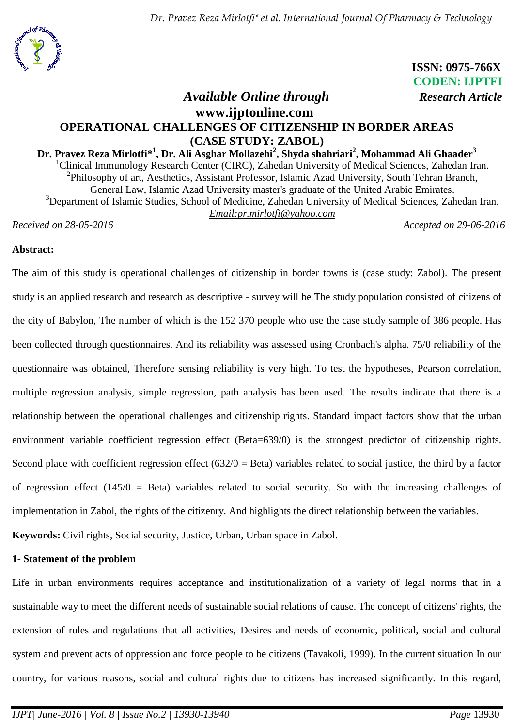ISSN: 0975-766X
CODEN: IJPTFI

*Available Online through* *Research Article*

www.ijptonline.com

# OPERATIONAL CHALLENGES OF CITIZENSHIP IN BORDER AREAS (CASE STUDY: ZABOL)

**Dr. Pravez Reza Mirlotfi*[1], Dr. Ali Asghar Mollazehi[2], Shyda shahriari[2], Mohammad Ali Ghaader[3]**

[1]Clinical Immunology Research Center (CIRC), Zahedan University of Medical Sciences, Zahedan Iran.
[2]Philosophy of art, Aesthetics, Assistant Professor, Islamic Azad University, South Tehran Branch, General Law, Islamic Azad University master's graduate of the United Arabic Emirates.
[3]Department of Islamic Studies, School of Medicine, Zahedan University of Medical Sciences, Zahedan Iran.
*Email:pr.mirlotfi@yahoo.com*

*Received on 28-05-2016* *Accepted on 29-06-2016*

**Abstract:**

The aim of this study is operational challenges of citizenship in border towns is (case study: Zabol). The present study is an applied research and research as descriptive - survey will be The study population consisted of citizens of the city of Babylon, The number of which is the 152 370 people who use the case study sample of 386 people. Has been collected through questionnaires. And its reliability was assessed using Cronbach's alpha. 75/0 reliability of the questionnaire was obtained, Therefore sensing reliability is very high. To test the hypotheses, Pearson correlation, multiple regression analysis, simple regression, path analysis has been used. The results indicate that there is a relationship between the operational challenges and citizenship rights. Standard impact factors show that the urban environment variable coefficient regression effect (Beta=639/0) is the strongest predictor of citizenship rights. Second place with coefficient regression effect (632/0 = Beta) variables related to social justice, the third by a factor of regression effect (145/0 = Beta) variables related to social security. So with the increasing challenges of implementation in Zabol, the rights of the citizenry. And highlights the direct relationship between the variables.

**Keywords:** Civil rights, Social security, Justice, Urban, Urban space in Zabol.

## 1- Statement of the problem

Life in urban environments requires acceptance and institutionalization of a variety of legal norms that in a sustainable way to meet the different needs of sustainable social relations of cause. The concept of citizens' rights, the extension of rules and regulations that all activities, Desires and needs of economic, political, social and cultural system and prevent acts of oppression and force people to be citizens (Tavakoli, 1999). In the current situation In our country, for various reasons, social and cultural rights due to citizens has increased significantly. In this regard,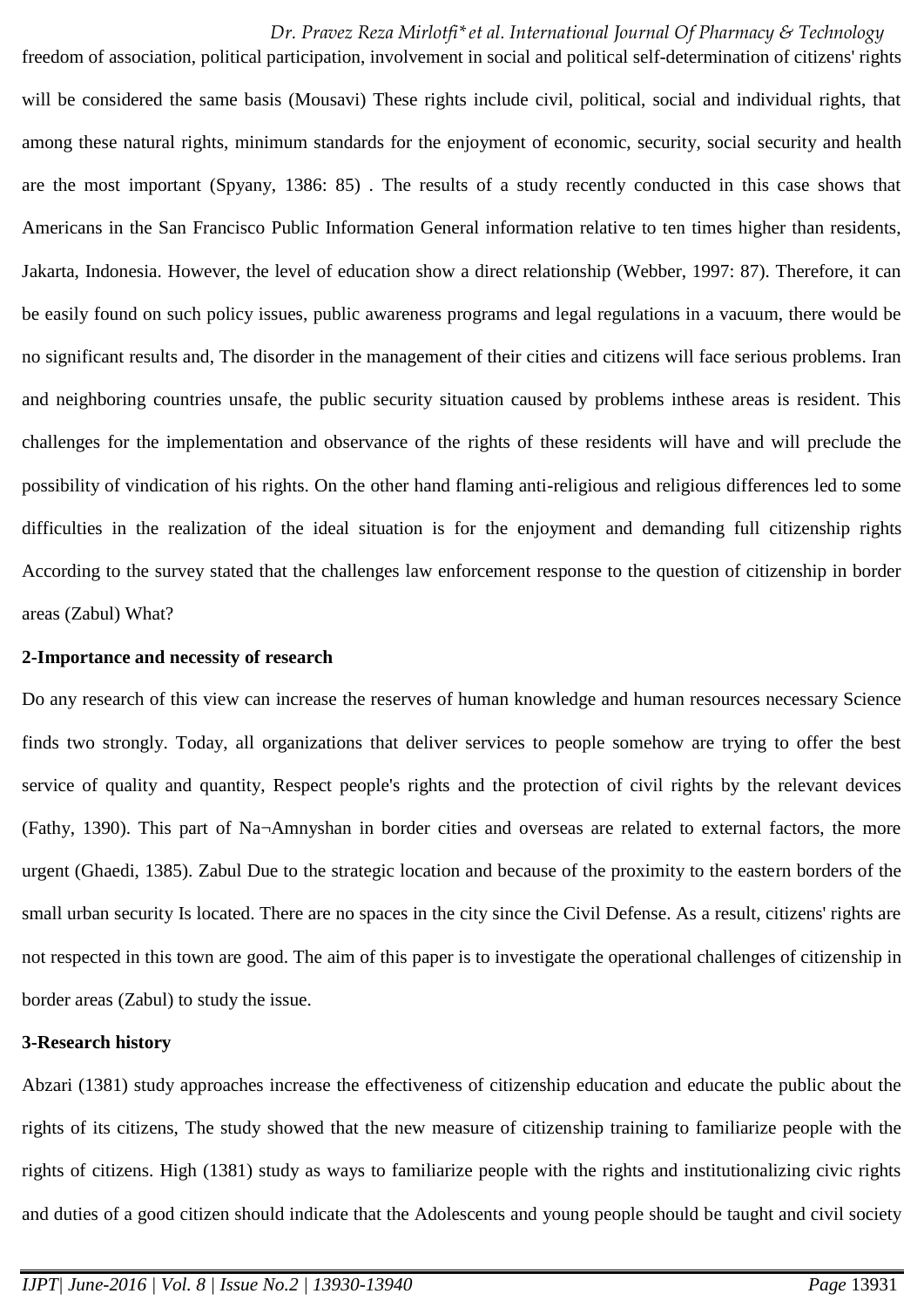freedom of association, political participation, involvement in social and political self-determination of citizens' rights will be considered the same basis (Mousavi) These rights include civil, political, social and individual rights, that among these natural rights, minimum standards for the enjoyment of economic, security, social security and health are the most important (Spyany, 1386: 85) . The results of a study recently conducted in this case shows that Americans in the San Francisco Public Information General information relative to ten times higher than residents, Jakarta, Indonesia. However, the level of education show a direct relationship (Webber, 1997: 87). Therefore, it can be easily found on such policy issues, public awareness programs and legal regulations in a vacuum, there would be no significant results and, The disorder in the management of their cities and citizens will face serious problems. Iran and neighboring countries unsafe, the public security situation caused by problems inthese areas is resident. This challenges for the implementation and observance of the rights of these residents will have and will preclude the possibility of vindication of his rights. On the other hand flaming anti-religious and religious differences led to some difficulties in the realization of the ideal situation is for the enjoyment and demanding full citizenship rights According to the survey stated that the challenges law enforcement response to the question of citizenship in border areas (Zabul) What?

## 2-Importance and necessity of research

Do any research of this view can increase the reserves of human knowledge and human resources necessary Science finds two strongly. Today, all organizations that deliver services to people somehow are trying to offer the best service of quality and quantity, Respect people's rights and the protection of civil rights by the relevant devices (Fathy, 1390). This part of Na¬Amnyshan in border cities and overseas are related to external factors, the more urgent (Ghaedi, 1385). Zabul Due to the strategic location and because of the proximity to the eastern borders of the small urban security Is located. There are no spaces in the city since the Civil Defense. As a result, citizens' rights are not respected in this town are good. The aim of this paper is to investigate the operational challenges of citizenship in border areas (Zabul) to study the issue.

## 3-Research history

Abzari (1381) study approaches increase the effectiveness of citizenship education and educate the public about the rights of its citizens, The study showed that the new measure of citizenship training to familiarize people with the rights of citizens. High (1381) study as ways to familiarize people with the rights and institutionalizing civic rights and duties of a good citizen should indicate that the Adolescents and young people should be taught and civil society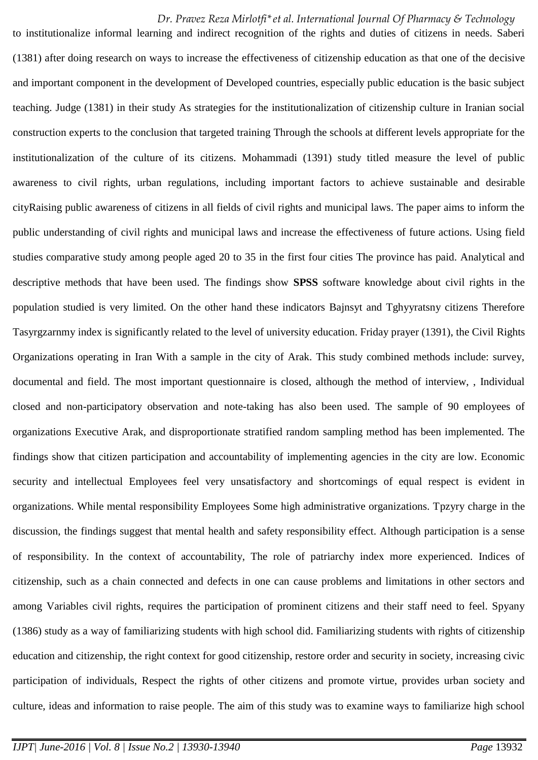to institutionalize informal learning and indirect recognition of the rights and duties of citizens in needs. Saberi (1381) after doing research on ways to increase the effectiveness of citizenship education as that one of the decisive and important component in the development of Developed countries, especially public education is the basic subject teaching. Judge (1381) in their study As strategies for the institutionalization of citizenship culture in Iranian social construction experts to the conclusion that targeted training Through the schools at different levels appropriate for the institutionalization of the culture of its citizens. Mohammadi (1391) study titled measure the level of public awareness to civil rights, urban regulations, including important factors to achieve sustainable and desirable cityRaising public awareness of citizens in all fields of civil rights and municipal laws. The paper aims to inform the public understanding of civil rights and municipal laws and increase the effectiveness of future actions. Using field studies comparative study among people aged 20 to 35 in the first four cities The province has paid. Analytical and descriptive methods that have been used. The findings show **SPSS** software knowledge about civil rights in the population studied is very limited. On the other hand these indicators Bajnsyt and Tghyyratsny citizens Therefore Tasyrgzarnmy index is significantly related to the level of university education. Friday prayer (1391), the Civil Rights Organizations operating in Iran With a sample in the city of Arak. This study combined methods include: survey, documental and field. The most important questionnaire is closed, although the method of interview, , Individual closed and non-participatory observation and note-taking has also been used. The sample of 90 employees of organizations Executive Arak, and disproportionate stratified random sampling method has been implemented. The findings show that citizen participation and accountability of implementing agencies in the city are low. Economic security and intellectual Employees feel very unsatisfactory and shortcomings of equal respect is evident in organizations. While mental responsibility Employees Some high administrative organizations. Tpzyry charge in the discussion, the findings suggest that mental health and safety responsibility effect. Although participation is a sense of responsibility. In the context of accountability, The role of patriarchy index more experienced. Indices of citizenship, such as a chain connected and defects in one can cause problems and limitations in other sectors and among Variables civil rights, requires the participation of prominent citizens and their staff need to feel. Spyany (1386) study as a way of familiarizing students with high school did. Familiarizing students with rights of citizenship education and citizenship, the right context for good citizenship, restore order and security in society, increasing civic participation of individuals, Respect the rights of other citizens and promote virtue, provides urban society and culture, ideas and information to raise people. The aim of this study was to examine ways to familiarize high school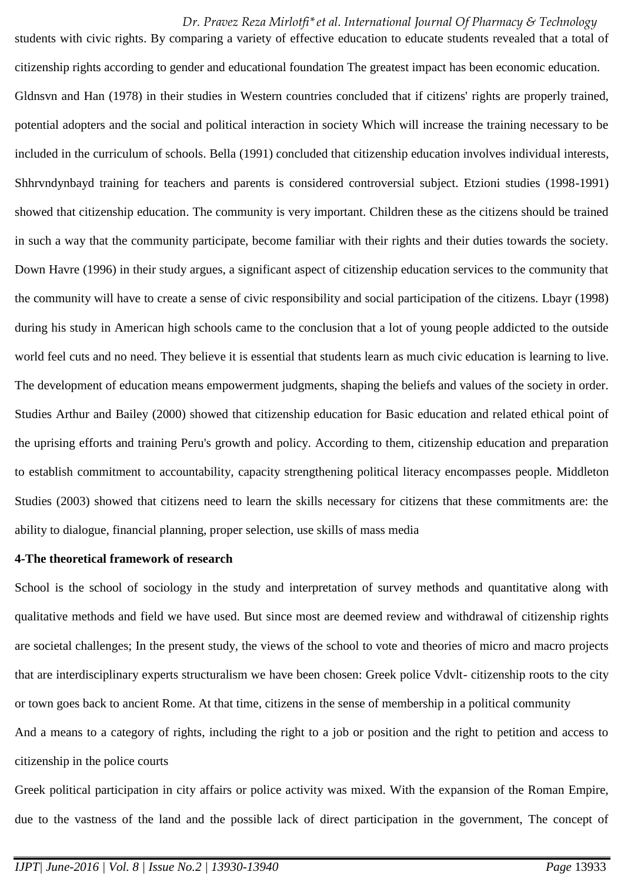students with civic rights. By comparing a variety of effective education to educate students revealed that a total of citizenship rights according to gender and educational foundation The greatest impact has been economic education. Gldnsvn and Han (1978) in their studies in Western countries concluded that if citizens' rights are properly trained, potential adopters and the social and political interaction in society Which will increase the training necessary to be included in the curriculum of schools. Bella (1991) concluded that citizenship education involves individual interests, Shhrvndynbayd training for teachers and parents is considered controversial subject. Etzioni studies (1998-1991) showed that citizenship education. The community is very important. Children these as the citizens should be trained in such a way that the community participate, become familiar with their rights and their duties towards the society. Down Havre (1996) in their study argues, a significant aspect of citizenship education services to the community that the community will have to create a sense of civic responsibility and social participation of the citizens. Lbayr (1998) during his study in American high schools came to the conclusion that a lot of young people addicted to the outside world feel cuts and no need. They believe it is essential that students learn as much civic education is learning to live. The development of education means empowerment judgments, shaping the beliefs and values of the society in order. Studies Arthur and Bailey (2000) showed that citizenship education for Basic education and related ethical point of the uprising efforts and training Peru's growth and policy. According to them, citizenship education and preparation to establish commitment to accountability, capacity strengthening political literacy encompasses people. Middleton Studies (2003) showed that citizens need to learn the skills necessary for citizens that these commitments are: the ability to dialogue, financial planning, proper selection, use skills of mass media

**4-The theoretical framework of research**

School is the school of sociology in the study and interpretation of survey methods and quantitative along with qualitative methods and field we have used. But since most are deemed review and withdrawal of citizenship rights are societal challenges; In the present study, the views of the school to vote and theories of micro and macro projects that are interdisciplinary experts structuralism we have been chosen: Greek police Vdvlt- citizenship roots to the city or town goes back to ancient Rome. At that time, citizens in the sense of membership in a political community

And a means to a category of rights, including the right to a job or position and the right to petition and access to citizenship in the police courts

Greek political participation in city affairs or police activity was mixed. With the expansion of the Roman Empire, due to the vastness of the land and the possible lack of direct participation in the government, The concept of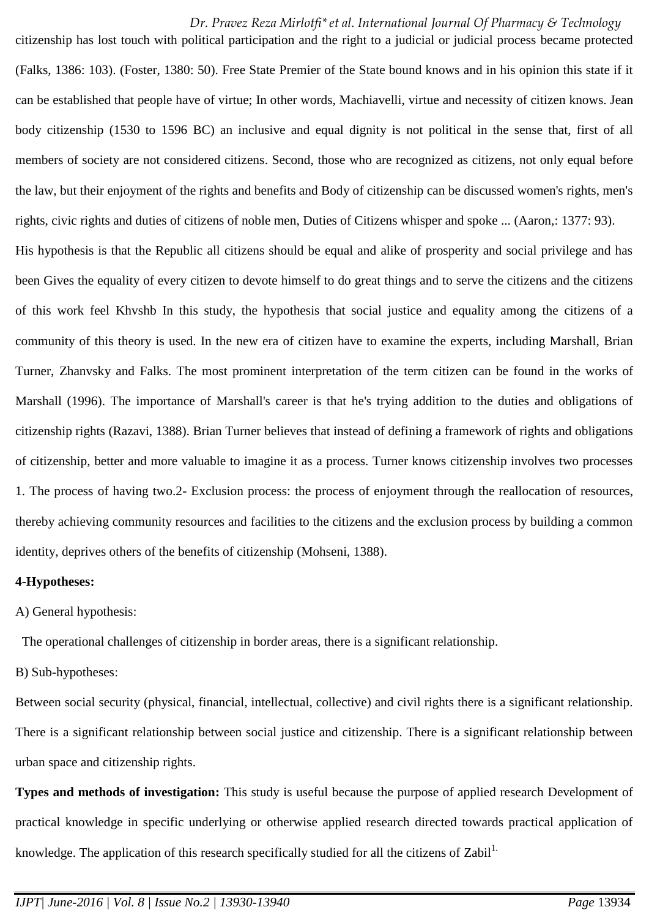citizenship has lost touch with political participation and the right to a judicial or judicial process became protected (Falks, 1386: 103). (Foster, 1380: 50). Free State Premier of the State bound knows and in his opinion this state if it can be established that people have of virtue; In other words, Machiavelli, virtue and necessity of citizen knows. Jean body citizenship (1530 to 1596 BC) an inclusive and equal dignity is not political in the sense that, first of all members of society are not considered citizens. Second, those who are recognized as citizens, not only equal before the law, but their enjoyment of the rights and benefits and Body of citizenship can be discussed women's rights, men's rights, civic rights and duties of citizens of noble men, Duties of Citizens whisper and spoke ... (Aaron,: 1377: 93).

His hypothesis is that the Republic all citizens should be equal and alike of prosperity and social privilege and has been Gives the equality of every citizen to devote himself to do great things and to serve the citizens and the citizens of this work feel Khvshb In this study, the hypothesis that social justice and equality among the citizens of a community of this theory is used. In the new era of citizen have to examine the experts, including Marshall, Brian Turner, Zhanvsky and Falks. The most prominent interpretation of the term citizen can be found in the works of Marshall (1996). The importance of Marshall's career is that he's trying addition to the duties and obligations of citizenship rights (Razavi, 1388). Brian Turner believes that instead of defining a framework of rights and obligations of citizenship, better and more valuable to imagine it as a process. Turner knows citizenship involves two processes 1. The process of having two.2- Exclusion process: the process of enjoyment through the reallocation of resources, thereby achieving community resources and facilities to the citizens and the exclusion process by building a common identity, deprives others of the benefits of citizenship (Mohseni, 1388).

**4-Hypotheses:**

A) General hypothesis:

The operational challenges of citizenship in border areas, there is a significant relationship.

B) Sub-hypotheses:

Between social security (physical, financial, intellectual, collective) and civil rights there is a significant relationship. There is a significant relationship between social justice and citizenship. There is a significant relationship between urban space and citizenship rights.

**Types and methods of investigation:** This study is useful because the purpose of applied research Development of practical knowledge in specific underlying or otherwise applied research directed towards practical application of knowledge. The application of this research specifically studied for all the citizens of Zabil[1.]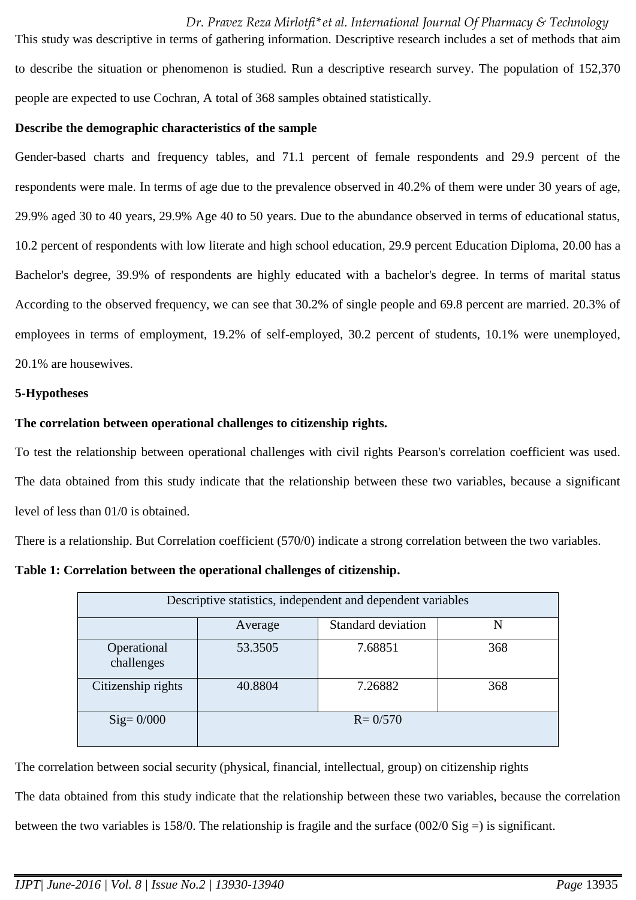This study was descriptive in terms of gathering information. Descriptive research includes a set of methods that aim to describe the situation or phenomenon is studied. Run a descriptive research survey. The population of 152,370 people are expected to use Cochran, A total of 368 samples obtained statistically.

**Describe the demographic characteristics of the sample**

Gender-based charts and frequency tables, and 71.1 percent of female respondents and 29.9 percent of the respondents were male. In terms of age due to the prevalence observed in 40.2% of them were under 30 years of age, 29.9% aged 30 to 40 years, 29.9% Age 40 to 50 years. Due to the abundance observed in terms of educational status, 10.2 percent of respondents with low literate and high school education, 29.9 percent Education Diploma, 20.00 has a Bachelor's degree, 39.9% of respondents are highly educated with a bachelor's degree. In terms of marital status According to the observed frequency, we can see that 30.2% of single people and 69.8 percent are married. 20.3% of employees in terms of employment, 19.2% of self-employed, 30.2 percent of students, 10.1% were unemployed, 20.1% are housewives.

**5-Hypotheses**

**The correlation between operational challenges to citizenship rights.**

To test the relationship between operational challenges with civil rights Pearson's correlation coefficient was used. The data obtained from this study indicate that the relationship between these two variables, because a significant level of less than 01/0 is obtained.

There is a relationship. But Correlation coefficient (570/0) indicate a strong correlation between the two variables.

**Table 1: Correlation between the operational challenges of citizenship.**

| Descriptive statistics, independent and dependent variables | | | |
|---|---|---|---|
| | Average | Standard deviation | N |
| Operational challenges | 53.3505 | 7.68851 | 368 |
| Citizenship rights | 40.8804 | 7.26882 | 368 |
| Sig= 0/000 | R= 0/570 | | |

The correlation between social security (physical, financial, intellectual, group) on citizenship rights

The data obtained from this study indicate that the relationship between these two variables, because the correlation between the two variables is 158/0. The relationship is fragile and the surface (002/0 Sig =) is significant.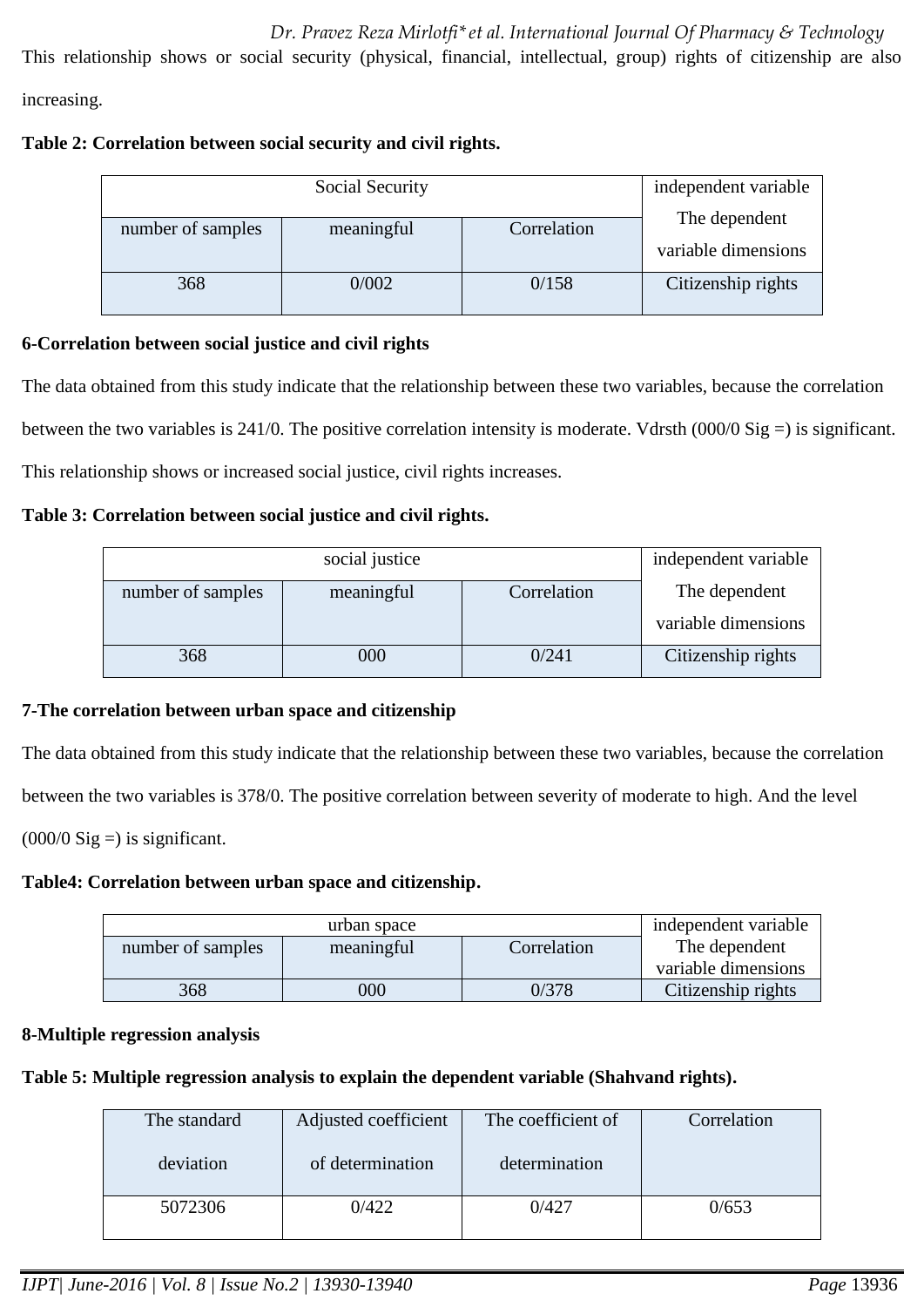This relationship shows or social security (physical, financial, intellectual, group) rights of citizenship are also increasing.

**Table 2: Correlation between social security and civil rights.**

| Social Security | | | independent variable The dependent variable dimensions |
|---|---|---|---|
| number of samples | meaningful | Correlation | |
| 368 | 0/002 | 0/158 | Citizenship rights |

**6-Correlation between social justice and civil rights**

The data obtained from this study indicate that the relationship between these two variables, because the correlation between the two variables is 241/0. The positive correlation intensity is moderate. Vdrsth (000/0 Sig =) is significant. This relationship shows or increased social justice, civil rights increases.

**Table 3: Correlation between social justice and civil rights.**

| social justice | | | independent variable The dependent variable dimensions |
|---|---|---|---|
| number of samples | meaningful | Correlation | |
| 368 | 000 | 0/241 | Citizenship rights |

**7-The correlation between urban space and citizenship**

The data obtained from this study indicate that the relationship between these two variables, because the correlation between the two variables is 378/0. The positive correlation between severity of moderate to high. And the level (000/0 Sig =) is significant.

**Table4: Correlation between urban space and citizenship.**

| urban space | | | independent variable The dependent variable dimensions |
|---|---|---|---|
| number of samples | meaningful | Correlation | |
| 368 | 000 | 0/378 | Citizenship rights |

**8-Multiple regression analysis**

**Table 5: Multiple regression analysis to explain the dependent variable (Shahvand rights).**

| The standard deviation | Adjusted coefficient of determination | The coefficient of determination | Correlation |
|---|---|---|---|
| 5072306 | 0/422 | 0/427 | 0/653 |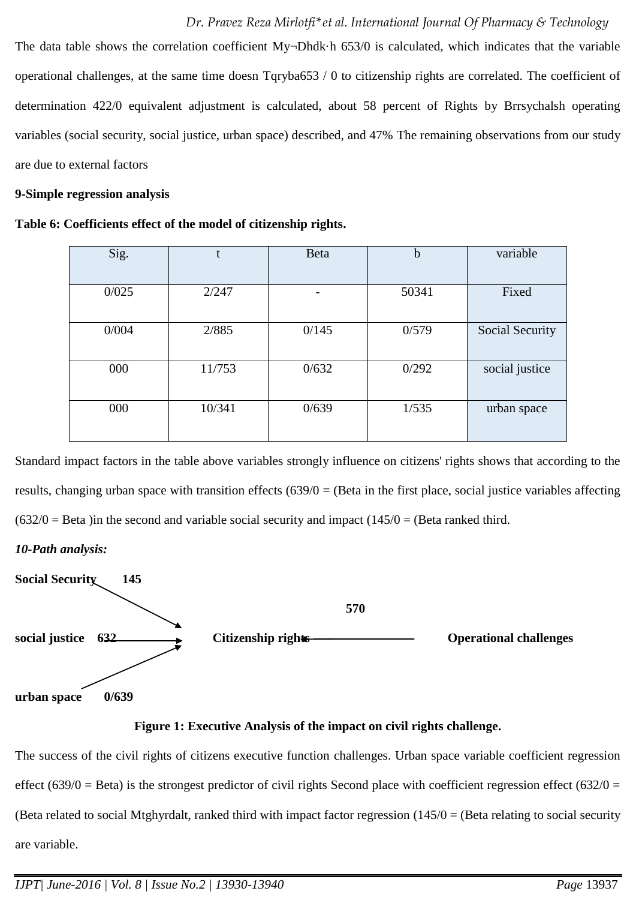The data table shows the correlation coefficient My¬Dhdk·h 653/0 is calculated, which indicates that the variable operational challenges, at the same time doesn Tqryba653 / 0 to citizenship rights are correlated. The coefficient of determination 422/0 equivalent adjustment is calculated, about 58 percent of Rights by Brrsychalsh operating variables (social security, social justice, urban space) described, and 47% The remaining observations from our study are due to external factors

**9-Simple regression analysis**

**Table 6: Coefficients effect of the model of citizenship rights.**

| Sig. | t | Beta | b | variable |
|---|---|---|---|---|
| 0/025 | 2/247 | - | 50341 | Fixed |
| 0/004 | 2/885 | 0/145 | 0/579 | Social Security |
| 000 | 11/753 | 0/632 | 0/292 | social justice |
| 000 | 10/341 | 0/639 | 1/535 | urban space |

Standard impact factors in the table above variables strongly influence on citizens' rights shows that according to the results, changing urban space with transition effects (639/0 = (Beta in the first place, social justice variables affecting (632/0 = Beta )in the second and variable social security and impact (145/0 = (Beta ranked third.

***10-Path analysis:***

**Social Security 145**

**570**

**social justice 632** → **Citizenship rights** ← **Operational challenges**

**urban space 0/639**

**Figure 1: Executive Analysis of the impact on civil rights challenge.**

The success of the civil rights of citizens executive function challenges. Urban space variable coefficient regression effect (639/0 = Beta) is the strongest predictor of civil rights Second place with coefficient regression effect (632/0 = (Beta related to social Mtghyrdalt, ranked third with impact factor regression (145/0 = (Beta relating to social security are variable.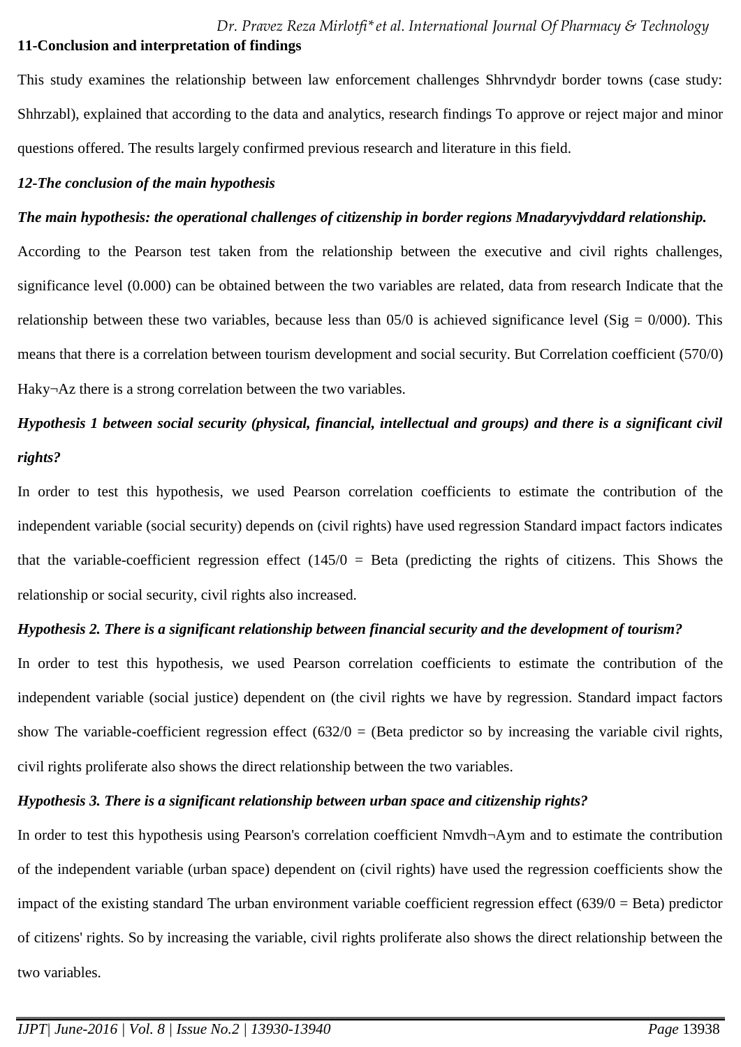**11-Conclusion and interpretation of findings**

This study examines the relationship between law enforcement challenges Shhrvndydr border towns (case study: Shhrzabl), explained that according to the data and analytics, research findings To approve or reject major and minor questions offered. The results largely confirmed previous research and literature in this field.

***12-The conclusion of the main hypothesis***

***The main hypothesis: the operational challenges of citizenship in border regions Mnadaryvjvddard relationship.***

According to the Pearson test taken from the relationship between the executive and civil rights challenges, significance level (0.000) can be obtained between the two variables are related, data from research Indicate that the relationship between these two variables, because less than 05/0 is achieved significance level (Sig = 0/000). This means that there is a correlation between tourism development and social security. But Correlation coefficient (570/0) Haky¬Az there is a strong correlation between the two variables.

***Hypothesis 1 between social security (physical, financial, intellectual and groups) and there is a significant civil rights?***

In order to test this hypothesis, we used Pearson correlation coefficients to estimate the contribution of the independent variable (social security) depends on (civil rights) have used regression Standard impact factors indicates that the variable-coefficient regression effect (145/0 = Beta (predicting the rights of citizens. This Shows the relationship or social security, civil rights also increased.

***Hypothesis 2. There is a significant relationship between financial security and the development of tourism?***

In order to test this hypothesis, we used Pearson correlation coefficients to estimate the contribution of the independent variable (social justice) dependent on (the civil rights we have by regression. Standard impact factors show The variable-coefficient regression effect (632/0 = (Beta predictor so by increasing the variable civil rights, civil rights proliferate also shows the direct relationship between the two variables.

***Hypothesis 3. There is a significant relationship between urban space and citizenship rights?***

In order to test this hypothesis using Pearson's correlation coefficient Nmvdh¬Aym and to estimate the contribution of the independent variable (urban space) dependent on (civil rights) have used the regression coefficients show the impact of the existing standard The urban environment variable coefficient regression effect (639/0 = Beta) predictor of citizens' rights. So by increasing the variable, civil rights proliferate also shows the direct relationship between the two variables.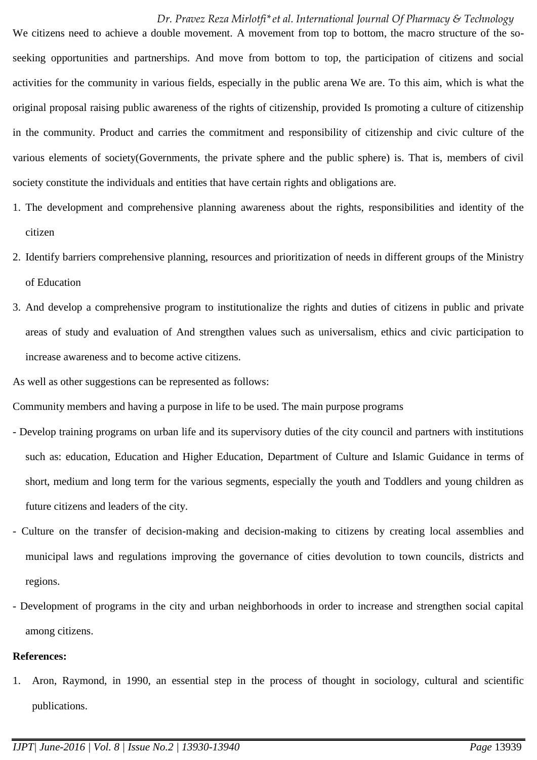We citizens need to achieve a double movement. A movement from top to bottom, the macro structure of the so-seeking opportunities and partnerships. And move from bottom to top, the participation of citizens and social activities for the community in various fields, especially in the public arena We are. To this aim, which is what the original proposal raising public awareness of the rights of citizenship, provided Is promoting a culture of citizenship in the community. Product and carries the commitment and responsibility of citizenship and civic culture of the various elements of society(Governments, the private sphere and the public sphere) is. That is, members of civil society constitute the individuals and entities that have certain rights and obligations are.

1. The development and comprehensive planning awareness about the rights, responsibilities and identity of the citizen
2. Identify barriers comprehensive planning, resources and prioritization of needs in different groups of the Ministry of Education
3. And develop a comprehensive program to institutionalize the rights and duties of citizens in public and private areas of study and evaluation of And strengthen values such as universalism, ethics and civic participation to increase awareness and to become active citizens.

As well as other suggestions can be represented as follows:

Community members and having a purpose in life to be used. The main purpose programs

- Develop training programs on urban life and its supervisory duties of the city council and partners with institutions such as: education, Education and Higher Education, Department of Culture and Islamic Guidance in terms of short, medium and long term for the various segments, especially the youth and Toddlers and young children as future citizens and leaders of the city.
- Culture on the transfer of decision-making and decision-making to citizens by creating local assemblies and municipal laws and regulations improving the governance of cities devolution to town councils, districts and regions.
- Development of programs in the city and urban neighborhoods in order to increase and strengthen social capital among citizens.

**References:**

1. Aron, Raymond, in 1990, an essential step in the process of thought in sociology, cultural and scientific publications.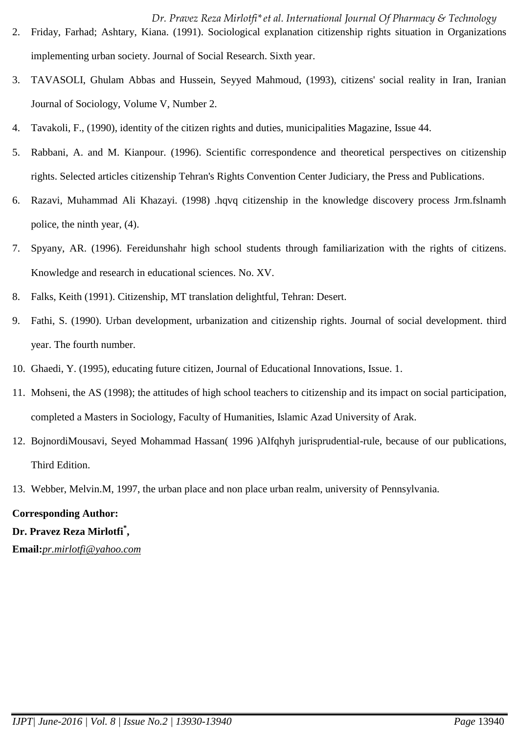2. Friday, Farhad; Ashtary, Kiana. (1991). Sociological explanation citizenship rights situation in Organizations implementing urban society. Journal of Social Research. Sixth year.
3. TAVASOLI, Ghulam Abbas and Hussein, Seyyed Mahmoud, (1993), citizens' social reality in Iran, Iranian Journal of Sociology, Volume V, Number 2.
4. Tavakoli, F., (1990), identity of the citizen rights and duties, municipalities Magazine, Issue 44.
5. Rabbani, A. and M. Kianpour. (1996). Scientific correspondence and theoretical perspectives on citizenship rights. Selected articles citizenship Tehran's Rights Convention Center Judiciary, the Press and Publications.
6. Razavi, Muhammad Ali Khazayi. (1998) .hqvq citizenship in the knowledge discovery process Jrm.fslnamh police, the ninth year, (4).
7. Spyany, AR. (1996). Fereidunshahr high school students through familiarization with the rights of citizens. Knowledge and research in educational sciences. No. XV.
8. Falks, Keith (1991). Citizenship, MT translation delightful, Tehran: Desert.
9. Fathi, S. (1990). Urban development, urbanization and citizenship rights. Journal of social development. third year. The fourth number.
10. Ghaedi, Y. (1995), educating future citizen, Journal of Educational Innovations, Issue. 1.
11. Mohseni, the AS (1998); the attitudes of high school teachers to citizenship and its impact on social participation, completed a Masters in Sociology, Faculty of Humanities, Islamic Azad University of Arak.
12. BojnordiMousavi, Seyed Mohammad Hassan( 1996 )Alfqhyh jurisprudential-rule, because of our publications, Third Edition.
13. Webber, Melvin.M, 1997, the urban place and non place urban realm, university of Pennsylvania.

**Corresponding Author:**

**Dr. Pravez Reza Mirlotfi*,**

**Email:**pr.mirlotfi@yahoo.com